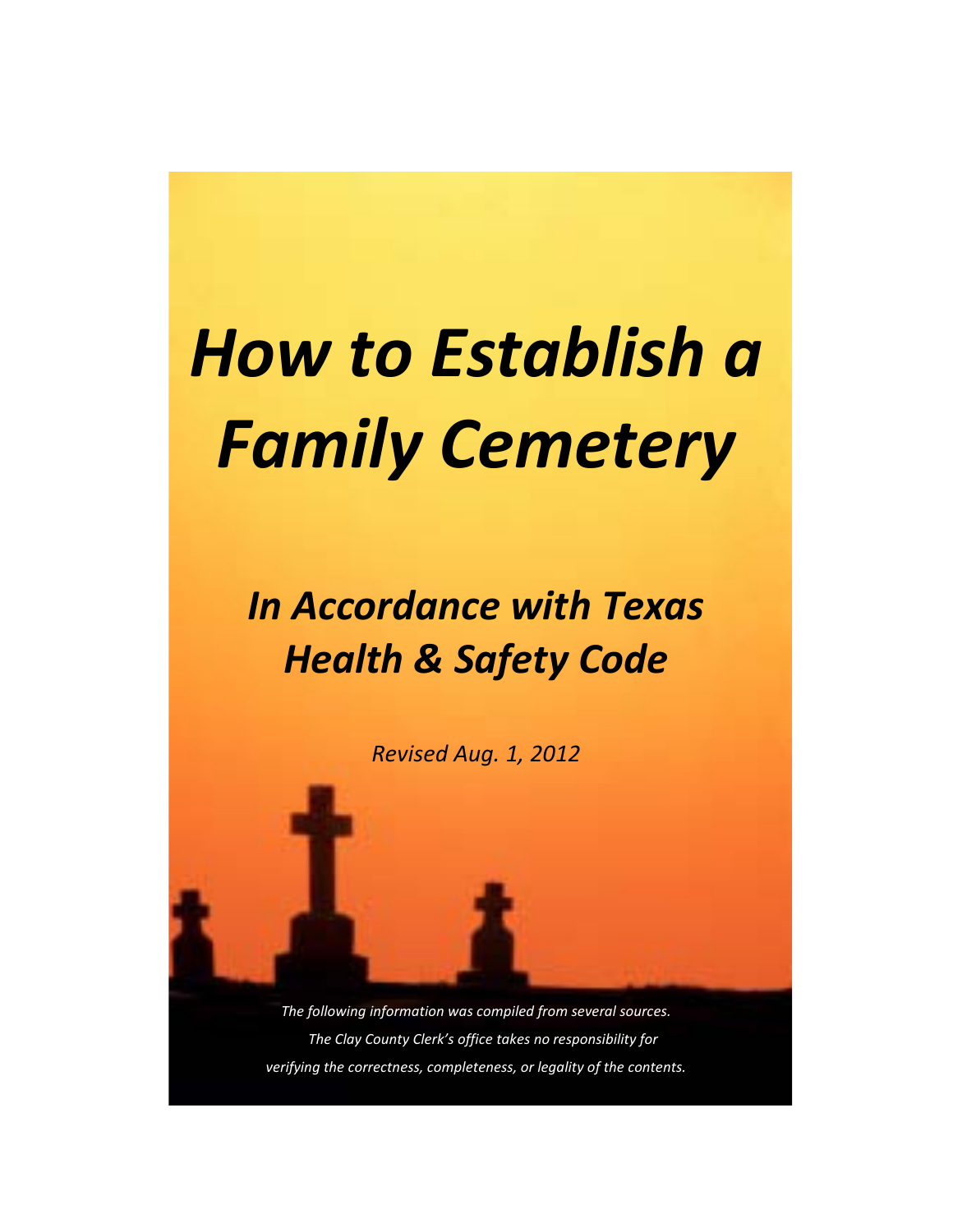# *How to Establish a Family Cemetery*

## *In Accordance with Texas Health & Safety Code*

*Revised Aug. 1, 2012*

*The following information was compiled from several sources. The Clay County Clerk's office takes no responsibility for verifying the correctness, completeness, or legality of the contents.*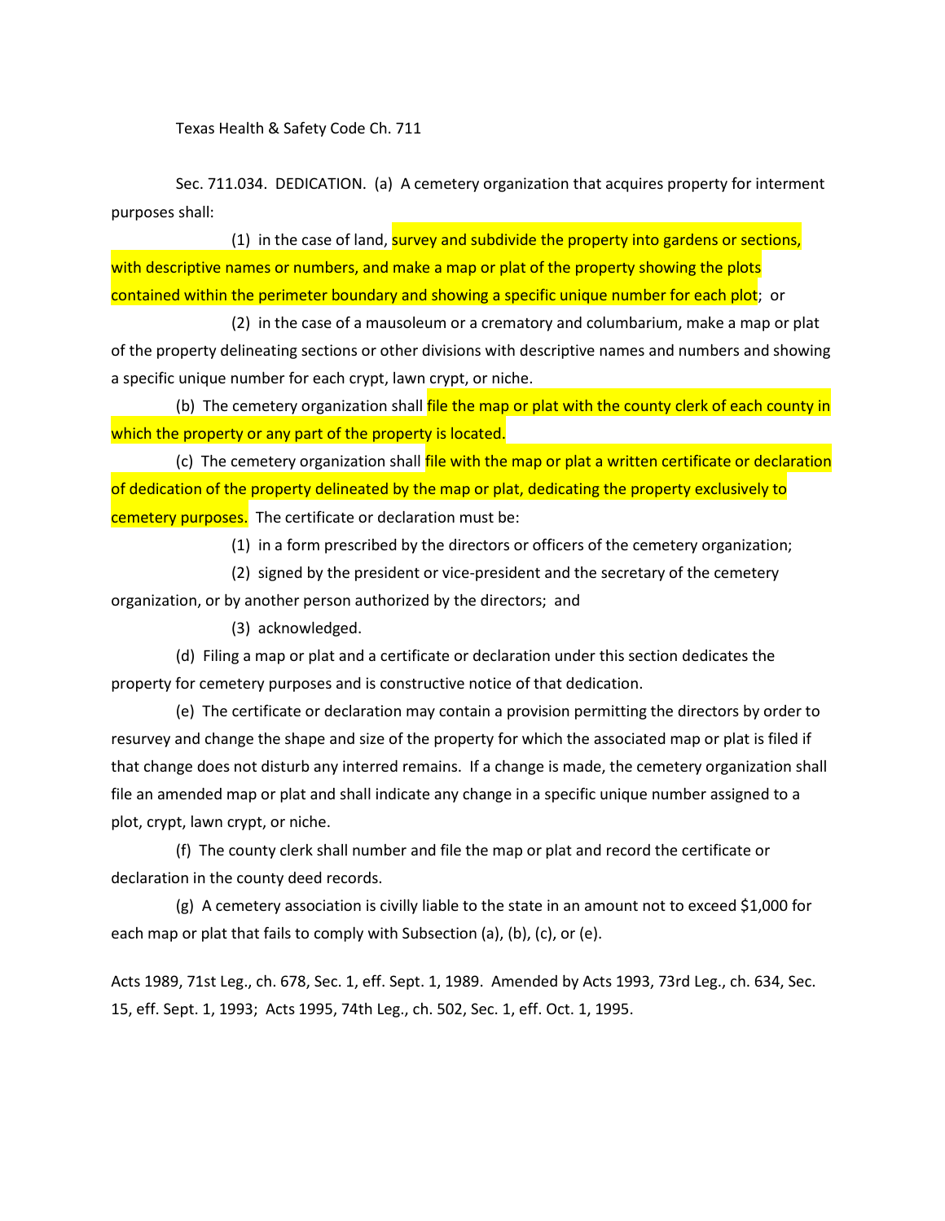Texas Health & Safety Code Ch. 711

Sec. 711.034. DEDICATION. (a) A cemetery organization that acquires property for interment purposes shall:

(1) in the case of land, survey and subdivide the property into gardens or sections, with descriptive names or numbers, and make a map or plat of the property showing the plots contained within the perimeter boundary and showing a specific unique number for each plot; or

(2) in the case of a mausoleum or a crematory and columbarium, make a map or plat of the property delineating sections or other divisions with descriptive names and numbers and showing a specific unique number for each crypt, lawn crypt, or niche.

(b) The cemetery organization shall file the map or plat with the county clerk of each county in which the property or any part of the property is located.

(c) The cemetery organization shall file with the map or plat a written certificate or declaration of dedication of the property delineated by the map or plat, dedicating the property exclusively to cemetery purposes. The certificate or declaration must be:

(1) in a form prescribed by the directors or officers of the cemetery organization;

(2) signed by the president or vice-president and the secretary of the cemetery organization, or by another person authorized by the directors; and

(3) acknowledged.

(d) Filing a map or plat and a certificate or declaration under this section dedicates the property for cemetery purposes and is constructive notice of that dedication.

(e) The certificate or declaration may contain a provision permitting the directors by order to resurvey and change the shape and size of the property for which the associated map or plat is filed if that change does not disturb any interred remains. If a change is made, the cemetery organization shall file an amended map or plat and shall indicate any change in a specific unique number assigned to a plot, crypt, lawn crypt, or niche.

(f) The county clerk shall number and file the map or plat and record the certificate or declaration in the county deed records.

(g) A cemetery association is civilly liable to the state in an amount not to exceed $1,000 for each map or plat that fails to comply with Subsection (a), (b), (c), or (e).

Acts 1989, 71st Leg., ch. 678, Sec. 1, eff. Sept. 1, 1989. Amended by Acts 1993, 73rd Leg., ch. 634, Sec. 15, eff. Sept. 1, 1993; Acts 1995, 74th Leg., ch. 502, Sec. 1, eff. Oct. 1, 1995.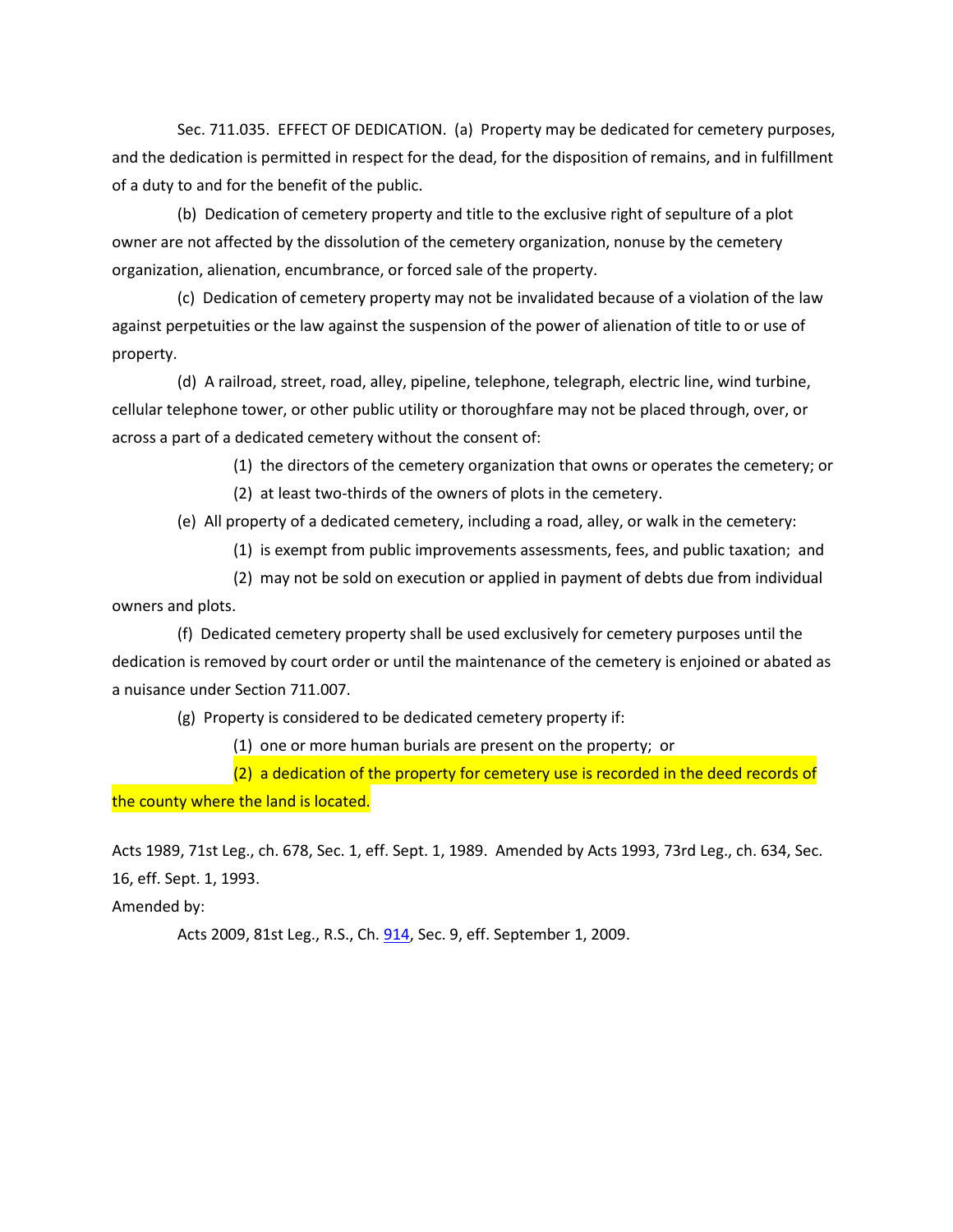Sec. 711.035. EFFECT OF DEDICATION. (a) Property may be dedicated for cemetery purposes, and the dedication is permitted in respect for the dead, for the disposition of remains, and in fulfillment of a duty to and for the benefit of the public.

(b) Dedication of cemetery property and title to the exclusive right of sepulture of a plot owner are not affected by the dissolution of the cemetery organization, nonuse by the cemetery organization, alienation, encumbrance, or forced sale of the property.

(c) Dedication of cemetery property may not be invalidated because of a violation of the law against perpetuities or the law against the suspension of the power of alienation of title to or use of property.

(d) A railroad, street, road, alley, pipeline, telephone, telegraph, electric line, wind turbine, cellular telephone tower, or other public utility or thoroughfare may not be placed through, over, or across a part of a dedicated cemetery without the consent of:

(1) the directors of the cemetery organization that owns or operates the cemetery; or

(2) at least two-thirds of the owners of plots in the cemetery.

(e) All property of a dedicated cemetery, including a road, alley, or walk in the cemetery:

(1) is exempt from public improvements assessments, fees, and public taxation; and

(2) may not be sold on execution or applied in payment of debts due from individual owners and plots.

(f) Dedicated cemetery property shall be used exclusively for cemetery purposes until the dedication is removed by court order or until the maintenance of the cemetery is enjoined or abated as a nuisance under Section 711.007.

(g) Property is considered to be dedicated cemetery property if:

(1) one or more human burials are present on the property; or

(2) a dedication of the property for cemetery use is recorded in the deed records of the county where the land is located.

Acts 1989, 71st Leg., ch. 678, Sec. 1, eff. Sept. 1, 1989. Amended by Acts 1993, 73rd Leg., ch. 634, Sec. 16, eff. Sept. 1, 1993.

Amended by:

Acts 2009, 81st Leg., R.S., Ch. 914, Sec. 9, eff. September 1, 2009.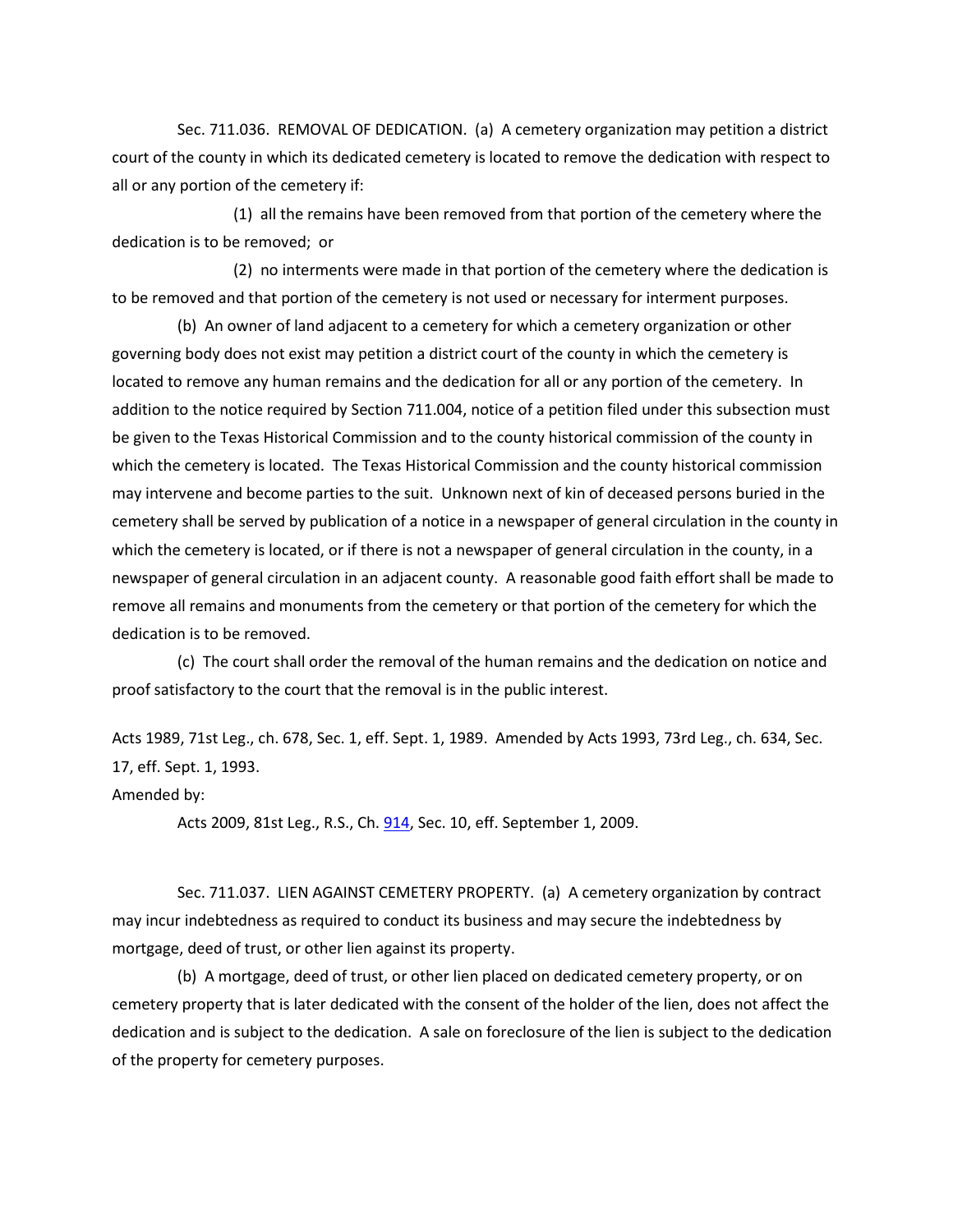Sec. 711.036. REMOVAL OF DEDICATION. (a) A cemetery organization may petition a district court of the county in which its dedicated cemetery is located to remove the dedication with respect to all or any portion of the cemetery if:

(1) all the remains have been removed from that portion of the cemetery where the dedication is to be removed; or

(2) no interments were made in that portion of the cemetery where the dedication is to be removed and that portion of the cemetery is not used or necessary for interment purposes.

(b) An owner of land adjacent to a cemetery for which a cemetery organization or other governing body does not exist may petition a district court of the county in which the cemetery is located to remove any human remains and the dedication for all or any portion of the cemetery. In addition to the notice required by Section 711.004, notice of a petition filed under this subsection must be given to the Texas Historical Commission and to the county historical commission of the county in which the cemetery is located. The Texas Historical Commission and the county historical commission may intervene and become parties to the suit. Unknown next of kin of deceased persons buried in the cemetery shall be served by publication of a notice in a newspaper of general circulation in the county in which the cemetery is located, or if there is not a newspaper of general circulation in the county, in a newspaper of general circulation in an adjacent county. A reasonable good faith effort shall be made to remove all remains and monuments from the cemetery or that portion of the cemetery for which the dedication is to be removed.

(c) The court shall order the removal of the human remains and the dedication on notice and proof satisfactory to the court that the removal is in the public interest.

Acts 1989, 71st Leg., ch. 678, Sec. 1, eff. Sept. 1, 1989. Amended by Acts 1993, 73rd Leg., ch. 634, Sec. 17, eff. Sept. 1, 1993.
Amended by:

Acts 2009, 81st Leg., R.S., Ch. 914, Sec. 10, eff. September 1, 2009.

Sec. 711.037. LIEN AGAINST CEMETERY PROPERTY. (a) A cemetery organization by contract may incur indebtedness as required to conduct its business and may secure the indebtedness by mortgage, deed of trust, or other lien against its property.

(b) A mortgage, deed of trust, or other lien placed on dedicated cemetery property, or on cemetery property that is later dedicated with the consent of the holder of the lien, does not affect the dedication and is subject to the dedication. A sale on foreclosure of the lien is subject to the dedication of the property for cemetery purposes.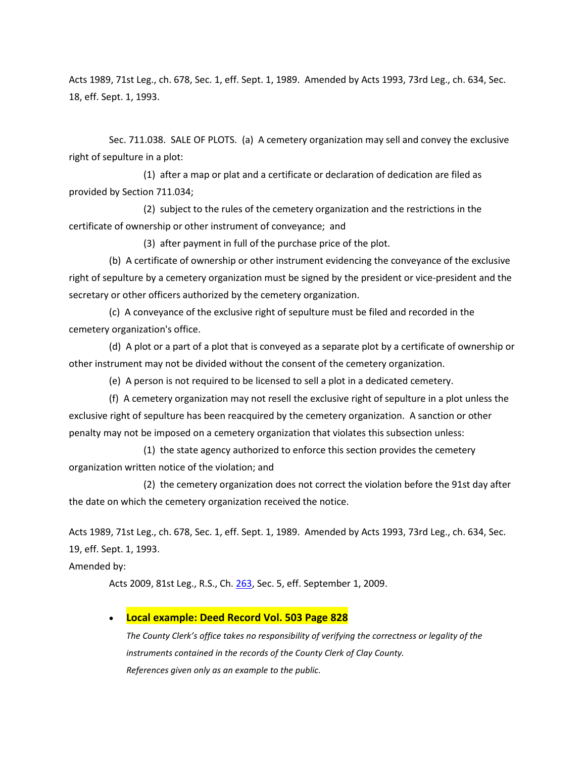Acts 1989, 71st Leg., ch. 678, Sec. 1, eff. Sept. 1, 1989. Amended by Acts 1993, 73rd Leg., ch. 634, Sec. 18, eff. Sept. 1, 1993.

Sec. 711.038. SALE OF PLOTS. (a) A cemetery organization may sell and convey the exclusive right of sepulture in a plot:

(1) after a map or plat and a certificate or declaration of dedication are filed as provided by Section 711.034;

(2) subject to the rules of the cemetery organization and the restrictions in the certificate of ownership or other instrument of conveyance; and

(3) after payment in full of the purchase price of the plot.

(b) A certificate of ownership or other instrument evidencing the conveyance of the exclusive right of sepulture by a cemetery organization must be signed by the president or vice-president and the secretary or other officers authorized by the cemetery organization.

(c) A conveyance of the exclusive right of sepulture must be filed and recorded in the cemetery organization's office.

(d) A plot or a part of a plot that is conveyed as a separate plot by a certificate of ownership or other instrument may not be divided without the consent of the cemetery organization.

(e) A person is not required to be licensed to sell a plot in a dedicated cemetery.

(f) A cemetery organization may not resell the exclusive right of sepulture in a plot unless the exclusive right of sepulture has been reacquired by the cemetery organization. A sanction or other penalty may not be imposed on a cemetery organization that violates this subsection unless:

(1) the state agency authorized to enforce this section provides the cemetery organization written notice of the violation; and

(2) the cemetery organization does not correct the violation before the 91st day after the date on which the cemetery organization received the notice.

Acts 1989, 71st Leg., ch. 678, Sec. 1, eff. Sept. 1, 1989. Amended by Acts 1993, 73rd Leg., ch. 634, Sec. 19, eff. Sept. 1, 1993.

Amended by:

Acts 2009, 81st Leg., R.S., Ch. 263, Sec. 5, eff. September 1, 2009.

- **Local example: Deed Record Vol. 503 Page 828**

  *The County Clerk's office takes no responsibility of verifying the correctness or legality of the instruments contained in the records of the County Clerk of Clay County.*

  *References given only as an example to the public.*